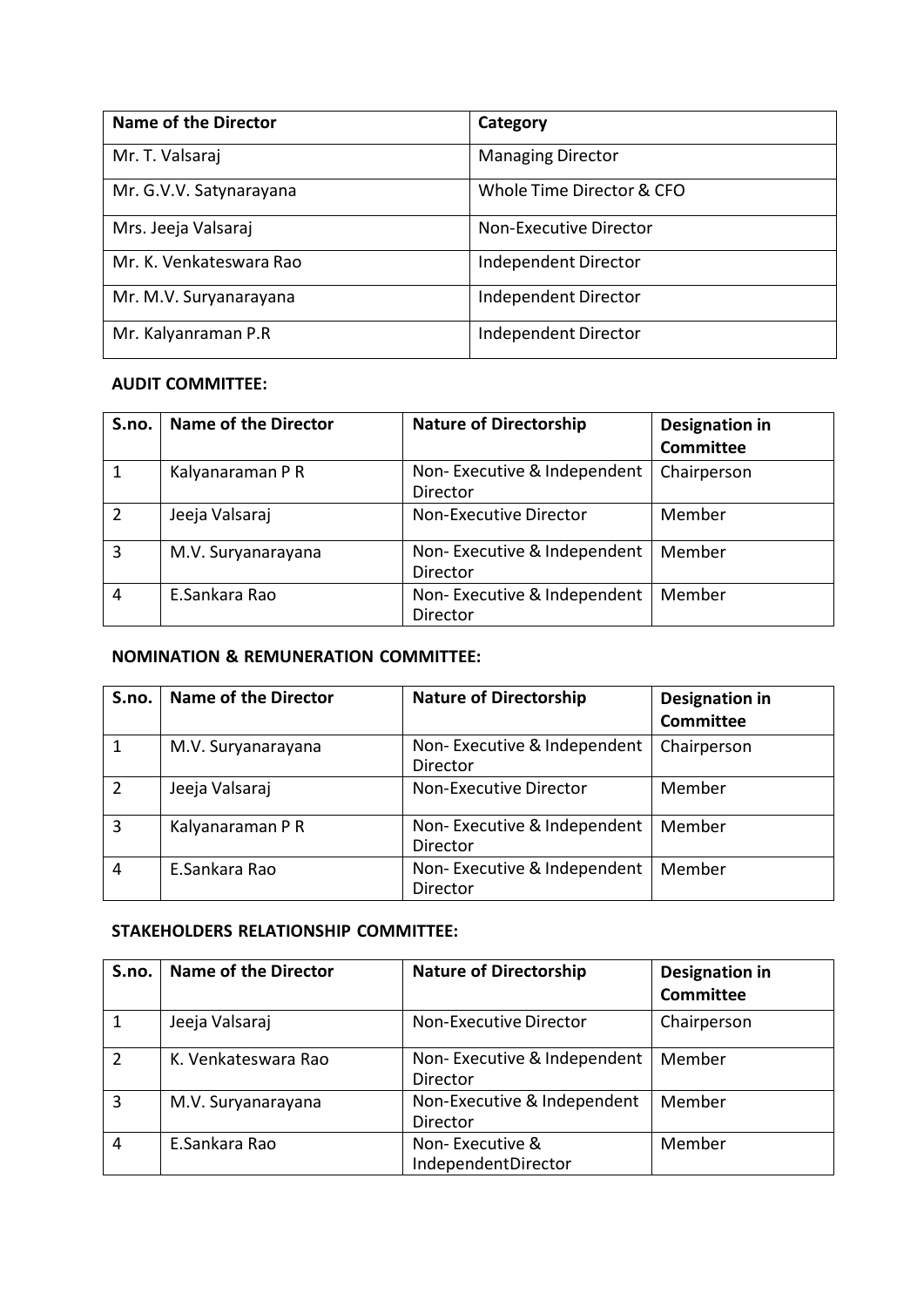| Name of the Director | Category |
| --- | --- |
| Mr. T. Valsaraj | Managing Director |
| Mr. G.V.V. Satynarayana | Whole Time Director & CFO |
| Mrs. Jeeja Valsaraj | Non-Executive Director |
| Mr. K. Venkateswara Rao | Independent Director |
| Mr. M.V. Suryanarayana | Independent Director |
| Mr. Kalyanraman P.R | Independent Director |

**AUDIT COMMITTEE:**

| S.no. | Name of the Director | Nature of Directorship | Designation in Committee |
| --- | --- | --- | --- |
| 1 | Kalyanaraman P R | Non- Executive & Independent Director | Chairperson |
| 2 | Jeeja Valsaraj | Non-Executive Director | Member |
| 3 | M.V. Suryanarayana | Non- Executive & Independent Director | Member |
| 4 | E.Sankara Rao | Non- Executive & Independent Director | Member |

**NOMINATION & REMUNERATION COMMITTEE:**

| S.no. | Name of the Director | Nature of Directorship | Designation in Committee |
| --- | --- | --- | --- |
| 1 | M.V. Suryanarayana | Non- Executive & Independent Director | Chairperson |
| 2 | Jeeja Valsaraj | Non-Executive Director | Member |
| 3 | Kalyanaraman P R | Non- Executive & Independent Director | Member |
| 4 | E.Sankara Rao | Non- Executive & Independent Director | Member |

**STAKEHOLDERS RELATIONSHIP COMMITTEE:**

| S.no. | Name of the Director | Nature of Directorship | Designation in Committee |
| --- | --- | --- | --- |
| 1 | Jeeja Valsaraj | Non-Executive Director | Chairperson |
| 2 | K. Venkateswara Rao | Non- Executive & Independent Director | Member |
| 3 | M.V. Suryanarayana | Non-Executive & Independent Director | Member |
| 4 | E.Sankara Rao | Non- Executive & IndependentDirector | Member |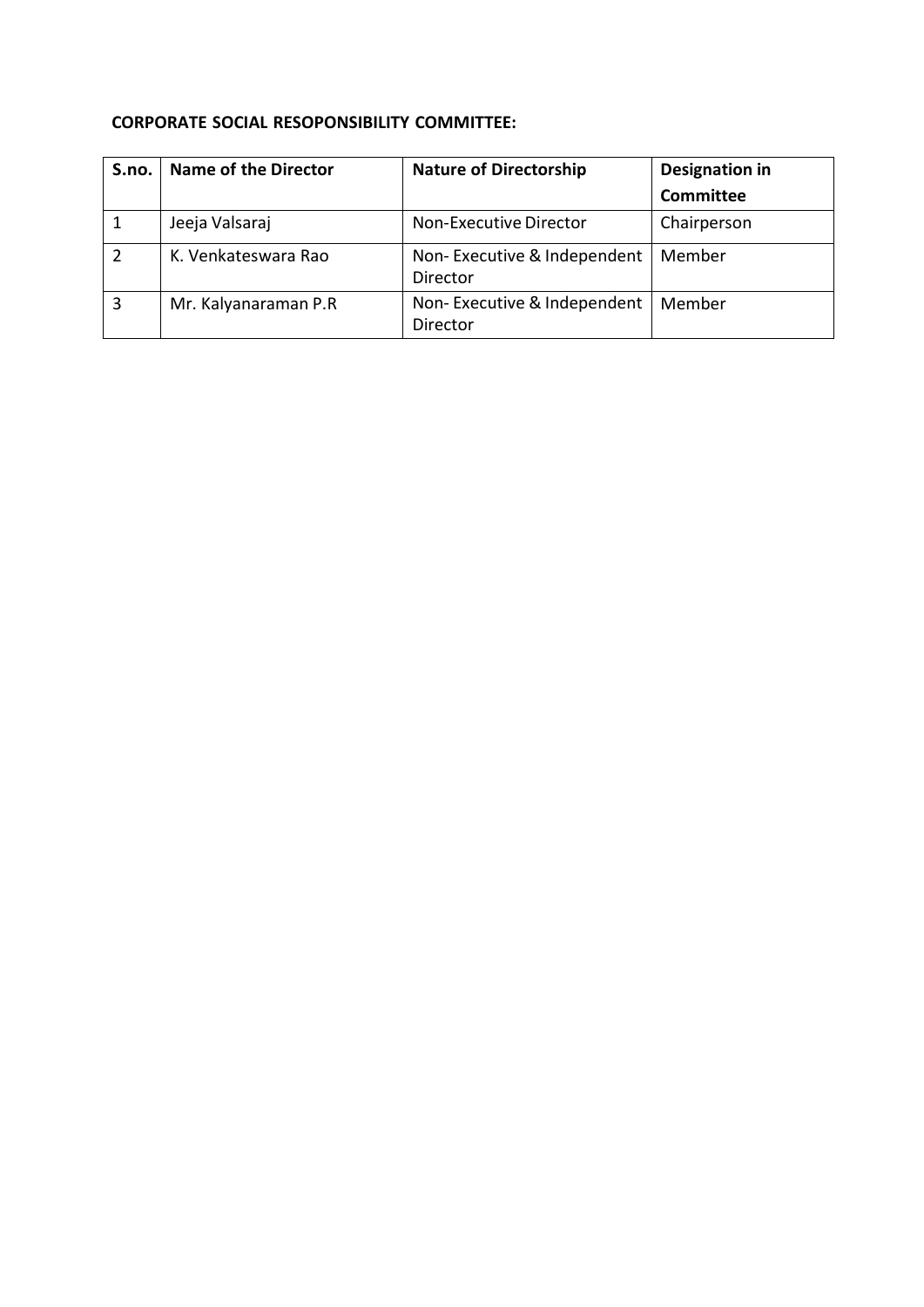**CORPORATE SOCIAL RESOPONSIBILITY COMMITTEE:**

| S.no. | Name of the Director | Nature of Directorship | Designation in Committee |
|---|---|---|---|
| 1 | Jeeja Valsaraj | Non-Executive Director | Chairperson |
| 2 | K. Venkateswara Rao | Non- Executive & Independent Director | Member |
| 3 | Mr. Kalyanaraman P.R | Non- Executive & Independent Director | Member |